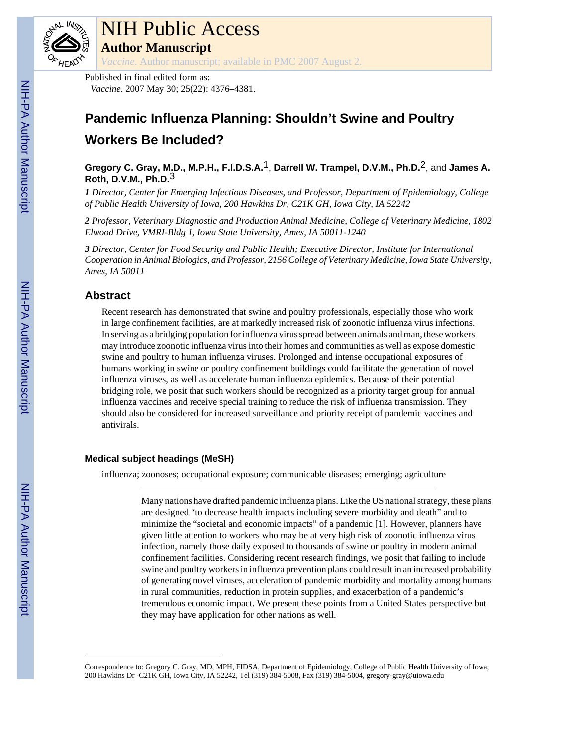# NIH Public Access

**Author Manuscript**

*Vaccine*. Author manuscript; available in PMC 2007 August 2.

Published in final edited form as:

*Vaccine*. 2007 May 30; 25(22): 4376–4381.

# Pandemic Influenza Planning: Shouldn't Swine and Poultry Workers Be Included?

**Gregory C. Gray, M.D., M.P.H., F.I.D.S.A.**[1], **Darrell W. Trampel, D.V.M., Ph.D.**[2], and **James A. Roth, D.V.M., Ph.D.**[3]

*1 Director, Center for Emerging Infectious Diseases, and Professor, Department of Epidemiology, College of Public Health University of Iowa, 200 Hawkins Dr, C21K GH, Iowa City, IA 52242*

*2 Professor, Veterinary Diagnostic and Production Animal Medicine, College of Veterinary Medicine, 1802 Elwood Drive, VMRI-Bldg 1, Iowa State University, Ames, IA 50011-1240*

*3 Director, Center for Food Security and Public Health; Executive Director, Institute for International Cooperation in Animal Biologics, and Professor, 2156 College of Veterinary Medicine, Iowa State University, Ames, IA 50011*

## Abstract

Recent research has demonstrated that swine and poultry professionals, especially those who work in large confinement facilities, are at markedly increased risk of zoonotic influenza virus infections. In serving as a bridging population for influenza virus spread between animals and man, these workers may introduce zoonotic influenza virus into their homes and communities as well as expose domestic swine and poultry to human influenza viruses. Prolonged and intense occupational exposures of humans working in swine or poultry confinement buildings could facilitate the generation of novel influenza viruses, as well as accelerate human influenza epidemics. Because of their potential bridging role, we posit that such workers should be recognized as a priority target group for annual influenza vaccines and receive special training to reduce the risk of influenza transmission. They should also be considered for increased surveillance and priority receipt of pandemic vaccines and antivirals.

### Medical subject headings (MeSH)

influenza; zoonoses; occupational exposure; communicable diseases; emerging; agriculture

---

Many nations have drafted pandemic influenza plans. Like the US national strategy, these plans are designed "to decrease health impacts including severe morbidity and death" and to minimize the "societal and economic impacts" of a pandemic [1]. However, planners have given little attention to workers who may be at very high risk of zoonotic influenza virus infection, namely those daily exposed to thousands of swine or poultry in modern animal confinement facilities. Considering recent research findings, we posit that failing to include swine and poultry workers in influenza prevention plans could result in an increased probability of generating novel viruses, acceleration of pandemic morbidity and mortality among humans in rural communities, reduction in protein supplies, and exacerbation of a pandemic's tremendous economic impact. We present these points from a United States perspective but they may have application for other nations as well.

---

Correspondence to: Gregory C. Gray, MD, MPH, FIDSA, Department of Epidemiology, College of Public Health University of Iowa, 200 Hawkins Dr -C21K GH, Iowa City, IA 52242, Tel (319) 384-5008, Fax (319) 384-5004, gregory-gray@uiowa.edu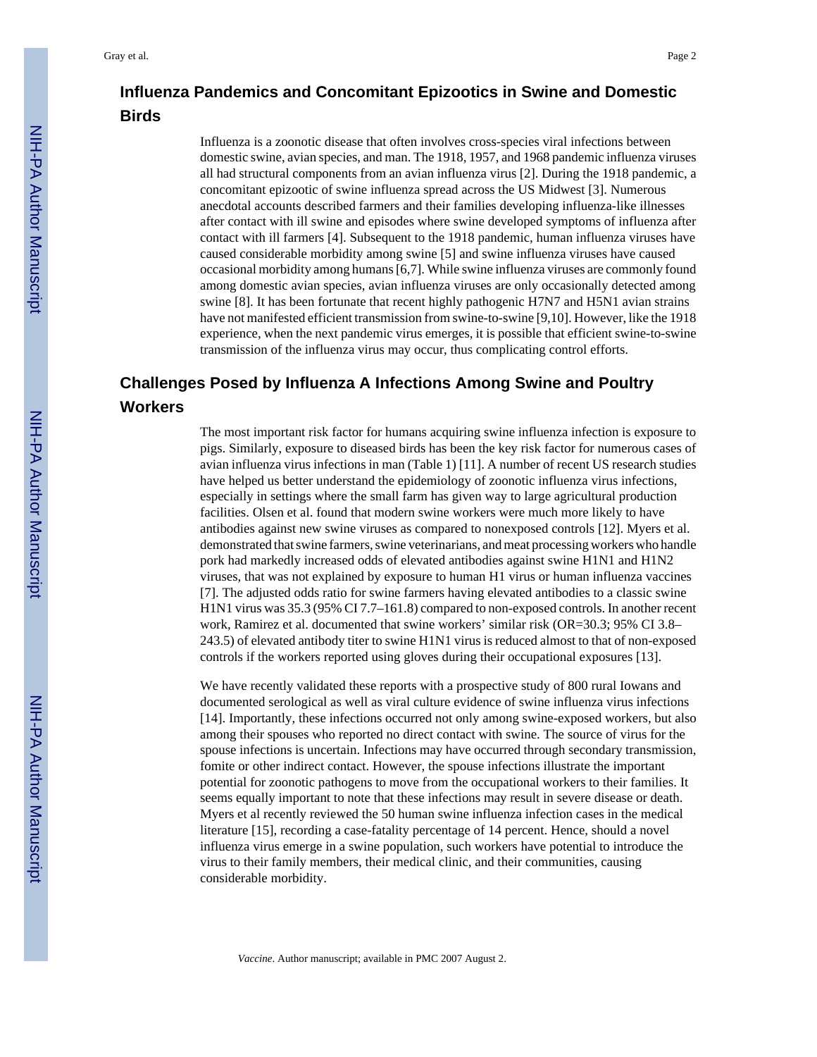## Influenza Pandemics and Concomitant Epizootics in Swine and Domestic Birds

Influenza is a zoonotic disease that often involves cross-species viral infections between domestic swine, avian species, and man. The 1918, 1957, and 1968 pandemic influenza viruses all had structural components from an avian influenza virus [2]. During the 1918 pandemic, a concomitant epizootic of swine influenza spread across the US Midwest [3]. Numerous anecdotal accounts described farmers and their families developing influenza-like illnesses after contact with ill swine and episodes where swine developed symptoms of influenza after contact with ill farmers [4]. Subsequent to the 1918 pandemic, human influenza viruses have caused considerable morbidity among swine [5] and swine influenza viruses have caused occasional morbidity among humans [6,7]. While swine influenza viruses are commonly found among domestic avian species, avian influenza viruses are only occasionally detected among swine [8]. It has been fortunate that recent highly pathogenic H7N7 and H5N1 avian strains have not manifested efficient transmission from swine-to-swine [9,10]. However, like the 1918 experience, when the next pandemic virus emerges, it is possible that efficient swine-to-swine transmission of the influenza virus may occur, thus complicating control efforts.

## Challenges Posed by Influenza A Infections Among Swine and Poultry Workers

The most important risk factor for humans acquiring swine influenza infection is exposure to pigs. Similarly, exposure to diseased birds has been the key risk factor for numerous cases of avian influenza virus infections in man (Table 1) [11]. A number of recent US research studies have helped us better understand the epidemiology of zoonotic influenza virus infections, especially in settings where the small farm has given way to large agricultural production facilities. Olsen et al. found that modern swine workers were much more likely to have antibodies against new swine viruses as compared to nonexposed controls [12]. Myers et al. demonstrated that swine farmers, swine veterinarians, and meat processing workers who handle pork had markedly increased odds of elevated antibodies against swine H1N1 and H1N2 viruses, that was not explained by exposure to human H1 virus or human influenza vaccines [7]. The adjusted odds ratio for swine farmers having elevated antibodies to a classic swine H1N1 virus was 35.3 (95% CI 7.7–161.8) compared to non-exposed controls. In another recent work, Ramirez et al. documented that swine workers' similar risk (OR=30.3; 95% CI 3.8–243.5) of elevated antibody titer to swine H1N1 virus is reduced almost to that of non-exposed controls if the workers reported using gloves during their occupational exposures [13].

We have recently validated these reports with a prospective study of 800 rural Iowans and documented serological as well as viral culture evidence of swine influenza virus infections [14]. Importantly, these infections occurred not only among swine-exposed workers, but also among their spouses who reported no direct contact with swine. The source of virus for the spouse infections is uncertain. Infections may have occurred through secondary transmission, fomite or other indirect contact. However, the spouse infections illustrate the important potential for zoonotic pathogens to move from the occupational workers to their families. It seems equally important to note that these infections may result in severe disease or death. Myers et al recently reviewed the 50 human swine influenza infection cases in the medical literature [15], recording a case-fatality percentage of 14 percent. Hence, should a novel influenza virus emerge in a swine population, such workers have potential to introduce the virus to their family members, their medical clinic, and their communities, causing considerable morbidity.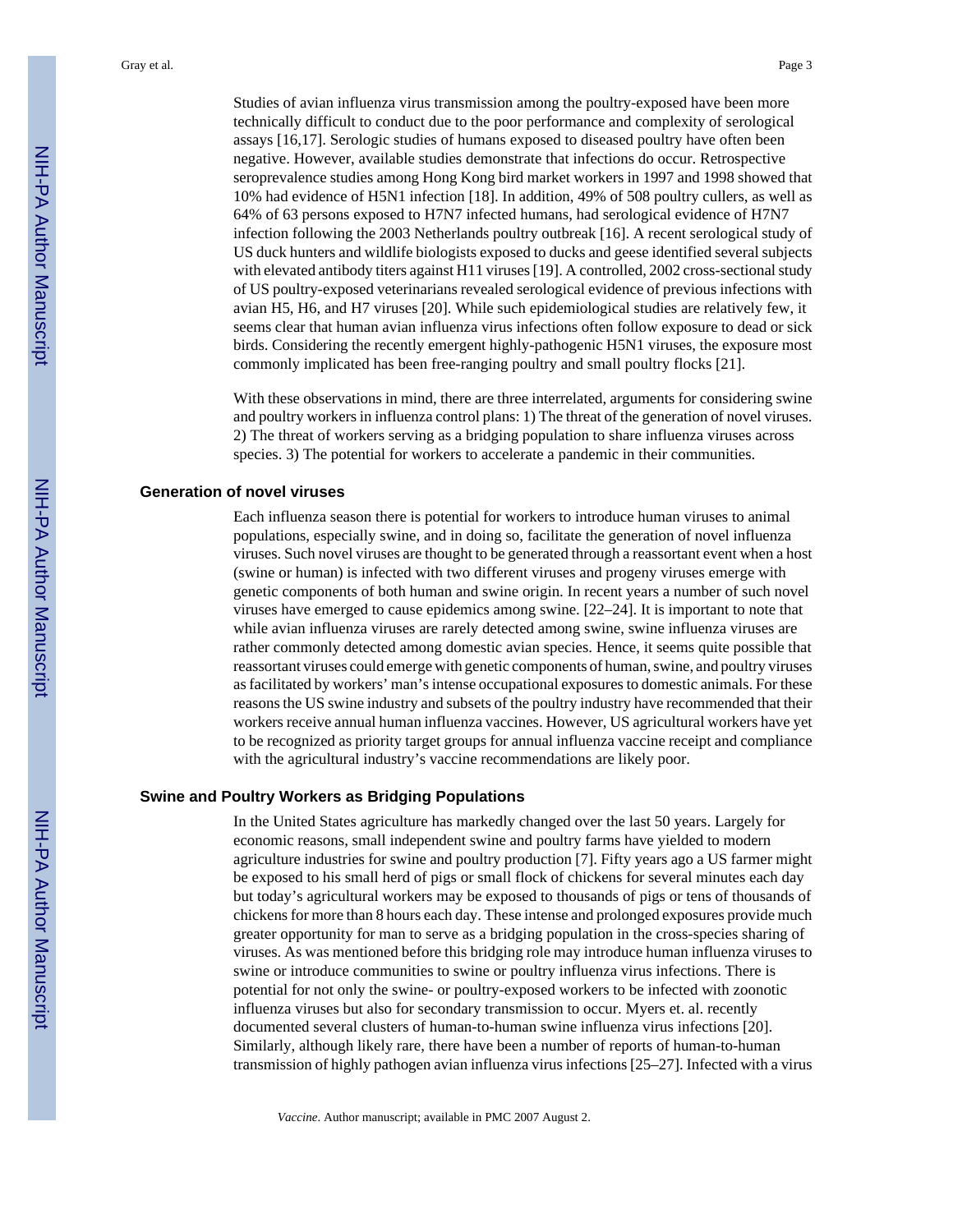Studies of avian influenza virus transmission among the poultry-exposed have been more technically difficult to conduct due to the poor performance and complexity of serological assays [16,17]. Serologic studies of humans exposed to diseased poultry have often been negative. However, available studies demonstrate that infections do occur. Retrospective seroprevalence studies among Hong Kong bird market workers in 1997 and 1998 showed that 10% had evidence of H5N1 infection [18]. In addition, 49% of 508 poultry cullers, as well as 64% of 63 persons exposed to H7N7 infected humans, had serological evidence of H7N7 infection following the 2003 Netherlands poultry outbreak [16]. A recent serological study of US duck hunters and wildlife biologists exposed to ducks and geese identified several subjects with elevated antibody titers against H11 viruses [19]. A controlled, 2002 cross-sectional study of US poultry-exposed veterinarians revealed serological evidence of previous infections with avian H5, H6, and H7 viruses [20]. While such epidemiological studies are relatively few, it seems clear that human avian influenza virus infections often follow exposure to dead or sick birds. Considering the recently emergent highly-pathogenic H5N1 viruses, the exposure most commonly implicated has been free-ranging poultry and small poultry flocks [21].

With these observations in mind, there are three interrelated, arguments for considering swine and poultry workers in influenza control plans: 1) The threat of the generation of novel viruses. 2) The threat of workers serving as a bridging population to share influenza viruses across species. 3) The potential for workers to accelerate a pandemic in their communities.

## Generation of novel viruses

Each influenza season there is potential for workers to introduce human viruses to animal populations, especially swine, and in doing so, facilitate the generation of novel influenza viruses. Such novel viruses are thought to be generated through a reassortant event when a host (swine or human) is infected with two different viruses and progeny viruses emerge with genetic components of both human and swine origin. In recent years a number of such novel viruses have emerged to cause epidemics among swine. [22–24]. It is important to note that while avian influenza viruses are rarely detected among swine, swine influenza viruses are rather commonly detected among domestic avian species. Hence, it seems quite possible that reassortant viruses could emerge with genetic components of human, swine, and poultry viruses as facilitated by workers' man's intense occupational exposures to domestic animals. For these reasons the US swine industry and subsets of the poultry industry have recommended that their workers receive annual human influenza vaccines. However, US agricultural workers have yet to be recognized as priority target groups for annual influenza vaccine receipt and compliance with the agricultural industry's vaccine recommendations are likely poor.

## Swine and Poultry Workers as Bridging Populations

In the United States agriculture has markedly changed over the last 50 years. Largely for economic reasons, small independent swine and poultry farms have yielded to modern agriculture industries for swine and poultry production [7]. Fifty years ago a US farmer might be exposed to his small herd of pigs or small flock of chickens for several minutes each day but today's agricultural workers may be exposed to thousands of pigs or tens of thousands of chickens for more than 8 hours each day. These intense and prolonged exposures provide much greater opportunity for man to serve as a bridging population in the cross-species sharing of viruses. As was mentioned before this bridging role may introduce human influenza viruses to swine or introduce communities to swine or poultry influenza virus infections. There is potential for not only the swine- or poultry-exposed workers to be infected with zoonotic influenza viruses but also for secondary transmission to occur. Myers et. al. recently documented several clusters of human-to-human swine influenza virus infections [20]. Similarly, although likely rare, there have been a number of reports of human-to-human transmission of highly pathogen avian influenza virus infections [25–27]. Infected with a virus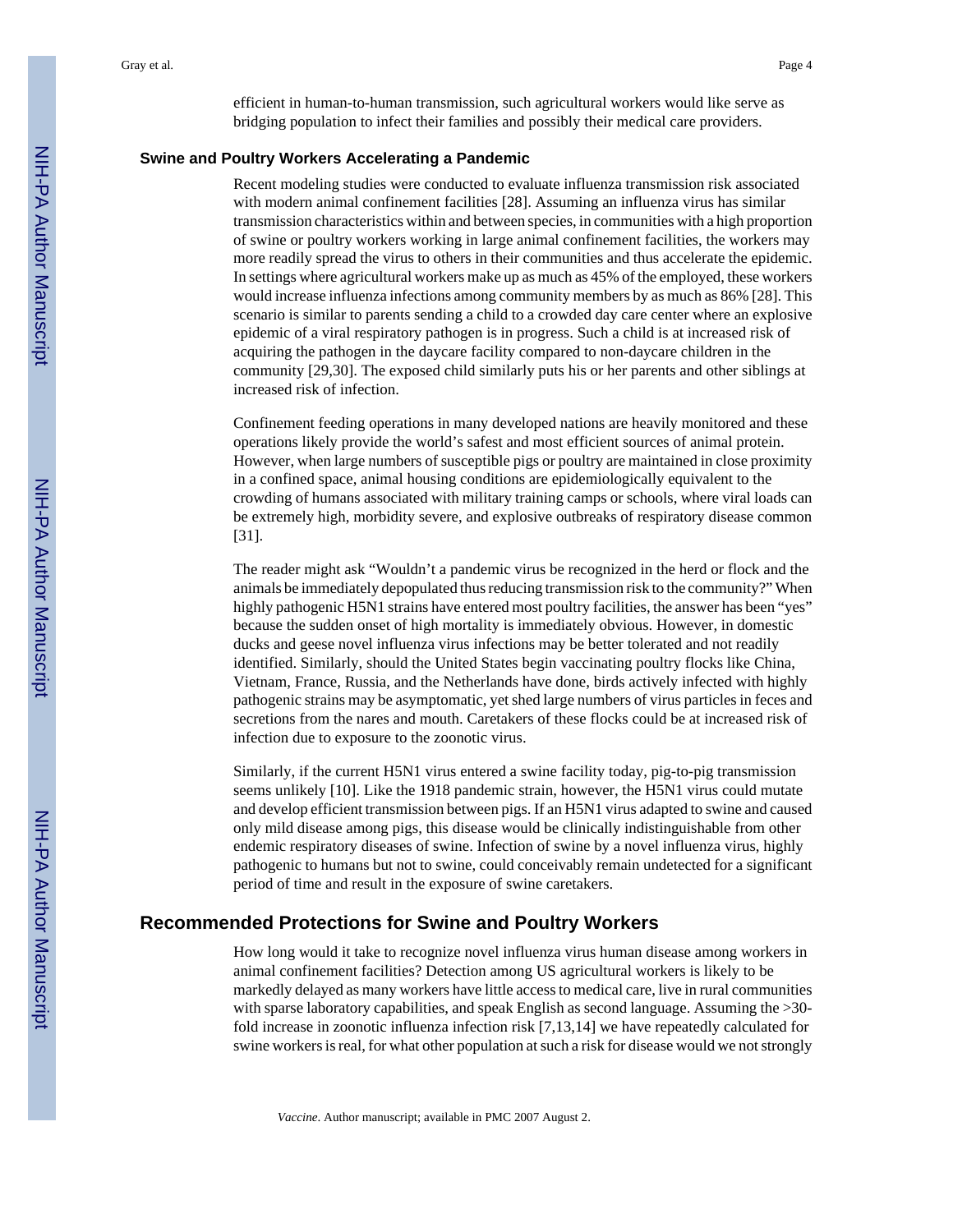efficient in human-to-human transmission, such agricultural workers would like serve as bridging population to infect their families and possibly their medical care providers.

### Swine and Poultry Workers Accelerating a Pandemic

Recent modeling studies were conducted to evaluate influenza transmission risk associated with modern animal confinement facilities [28]. Assuming an influenza virus has similar transmission characteristics within and between species, in communities with a high proportion of swine or poultry workers working in large animal confinement facilities, the workers may more readily spread the virus to others in their communities and thus accelerate the epidemic. In settings where agricultural workers make up as much as 45% of the employed, these workers would increase influenza infections among community members by as much as 86% [28]. This scenario is similar to parents sending a child to a crowded day care center where an explosive epidemic of a viral respiratory pathogen is in progress. Such a child is at increased risk of acquiring the pathogen in the daycare facility compared to non-daycare children in the community [29,30]. The exposed child similarly puts his or her parents and other siblings at increased risk of infection.

Confinement feeding operations in many developed nations are heavily monitored and these operations likely provide the world's safest and most efficient sources of animal protein. However, when large numbers of susceptible pigs or poultry are maintained in close proximity in a confined space, animal housing conditions are epidemiologically equivalent to the crowding of humans associated with military training camps or schools, where viral loads can be extremely high, morbidity severe, and explosive outbreaks of respiratory disease common [31].

The reader might ask "Wouldn't a pandemic virus be recognized in the herd or flock and the animals be immediately depopulated thus reducing transmission risk to the community?" When highly pathogenic H5N1 strains have entered most poultry facilities, the answer has been "yes" because the sudden onset of high mortality is immediately obvious. However, in domestic ducks and geese novel influenza virus infections may be better tolerated and not readily identified. Similarly, should the United States begin vaccinating poultry flocks like China, Vietnam, France, Russia, and the Netherlands have done, birds actively infected with highly pathogenic strains may be asymptomatic, yet shed large numbers of virus particles in feces and secretions from the nares and mouth. Caretakers of these flocks could be at increased risk of infection due to exposure to the zoonotic virus.

Similarly, if the current H5N1 virus entered a swine facility today, pig-to-pig transmission seems unlikely [10]. Like the 1918 pandemic strain, however, the H5N1 virus could mutate and develop efficient transmission between pigs. If an H5N1 virus adapted to swine and caused only mild disease among pigs, this disease would be clinically indistinguishable from other endemic respiratory diseases of swine. Infection of swine by a novel influenza virus, highly pathogenic to humans but not to swine, could conceivably remain undetected for a significant period of time and result in the exposure of swine caretakers.

## Recommended Protections for Swine and Poultry Workers

How long would it take to recognize novel influenza virus human disease among workers in animal confinement facilities? Detection among US agricultural workers is likely to be markedly delayed as many workers have little access to medical care, live in rural communities with sparse laboratory capabilities, and speak English as second language. Assuming the >30-fold increase in zoonotic influenza infection risk [7,13,14] we have repeatedly calculated for swine workers is real, for what other population at such a risk for disease would we not strongly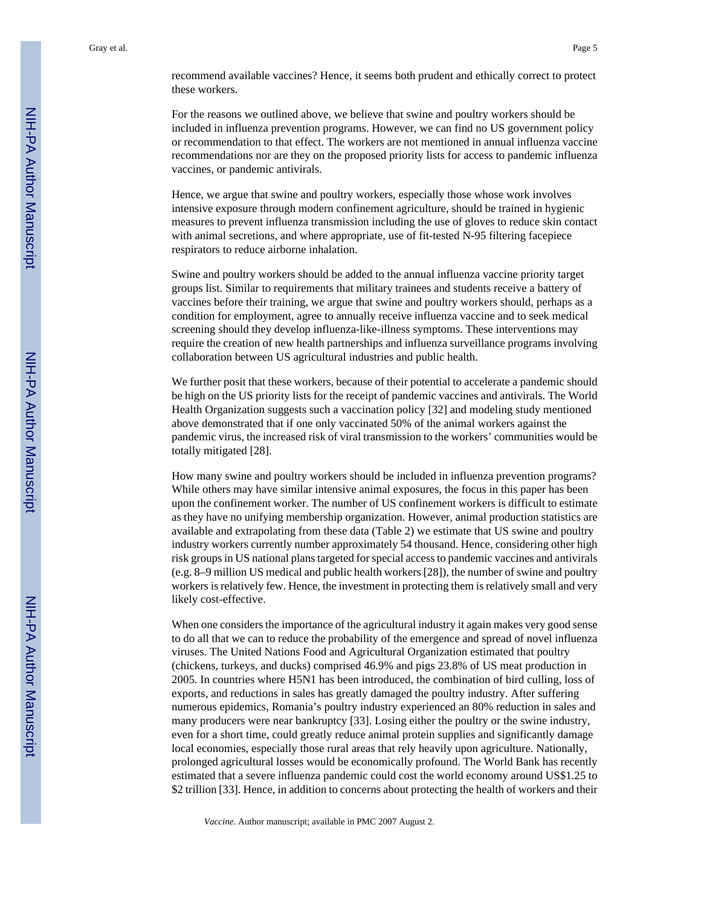recommend available vaccines? Hence, it seems both prudent and ethically correct to protect these workers.

For the reasons we outlined above, we believe that swine and poultry workers should be included in influenza prevention programs. However, we can find no US government policy or recommendation to that effect. The workers are not mentioned in annual influenza vaccine recommendations nor are they on the proposed priority lists for access to pandemic influenza vaccines, or pandemic antivirals.

Hence, we argue that swine and poultry workers, especially those whose work involves intensive exposure through modern confinement agriculture, should be trained in hygienic measures to prevent influenza transmission including the use of gloves to reduce skin contact with animal secretions, and where appropriate, use of fit-tested N-95 filtering facepiece respirators to reduce airborne inhalation.

Swine and poultry workers should be added to the annual influenza vaccine priority target groups list. Similar to requirements that military trainees and students receive a battery of vaccines before their training, we argue that swine and poultry workers should, perhaps as a condition for employment, agree to annually receive influenza vaccine and to seek medical screening should they develop influenza-like-illness symptoms. These interventions may require the creation of new health partnerships and influenza surveillance programs involving collaboration between US agricultural industries and public health.

We further posit that these workers, because of their potential to accelerate a pandemic should be high on the US priority lists for the receipt of pandemic vaccines and antivirals. The World Health Organization suggests such a vaccination policy [32] and modeling study mentioned above demonstrated that if one only vaccinated 50% of the animal workers against the pandemic virus, the increased risk of viral transmission to the workers' communities would be totally mitigated [28].

How many swine and poultry workers should be included in influenza prevention programs? While others may have similar intensive animal exposures, the focus in this paper has been upon the confinement worker. The number of US confinement workers is difficult to estimate as they have no unifying membership organization. However, animal production statistics are available and extrapolating from these data (Table 2) we estimate that US swine and poultry industry workers currently number approximately 54 thousand. Hence, considering other high risk groups in US national plans targeted for special access to pandemic vaccines and antivirals (e.g. 8–9 million US medical and public health workers [28]), the number of swine and poultry workers is relatively few. Hence, the investment in protecting them is relatively small and very likely cost-effective.

When one considers the importance of the agricultural industry it again makes very good sense to do all that we can to reduce the probability of the emergence and spread of novel influenza viruses. The United Nations Food and Agricultural Organization estimated that poultry (chickens, turkeys, and ducks) comprised 46.9% and pigs 23.8% of US meat production in 2005. In countries where H5N1 has been introduced, the combination of bird culling, loss of exports, and reductions in sales has greatly damaged the poultry industry. After suffering numerous epidemics, Romania's poultry industry experienced an 80% reduction in sales and many producers were near bankruptcy [33]. Losing either the poultry or the swine industry, even for a short time, could greatly reduce animal protein supplies and significantly damage local economies, especially those rural areas that rely heavily upon agriculture. Nationally, prolonged agricultural losses would be economically profound. The World Bank has recently estimated that a severe influenza pandemic could cost the world economy around US$1.25 to $2 trillion [33]. Hence, in addition to concerns about protecting the health of workers and their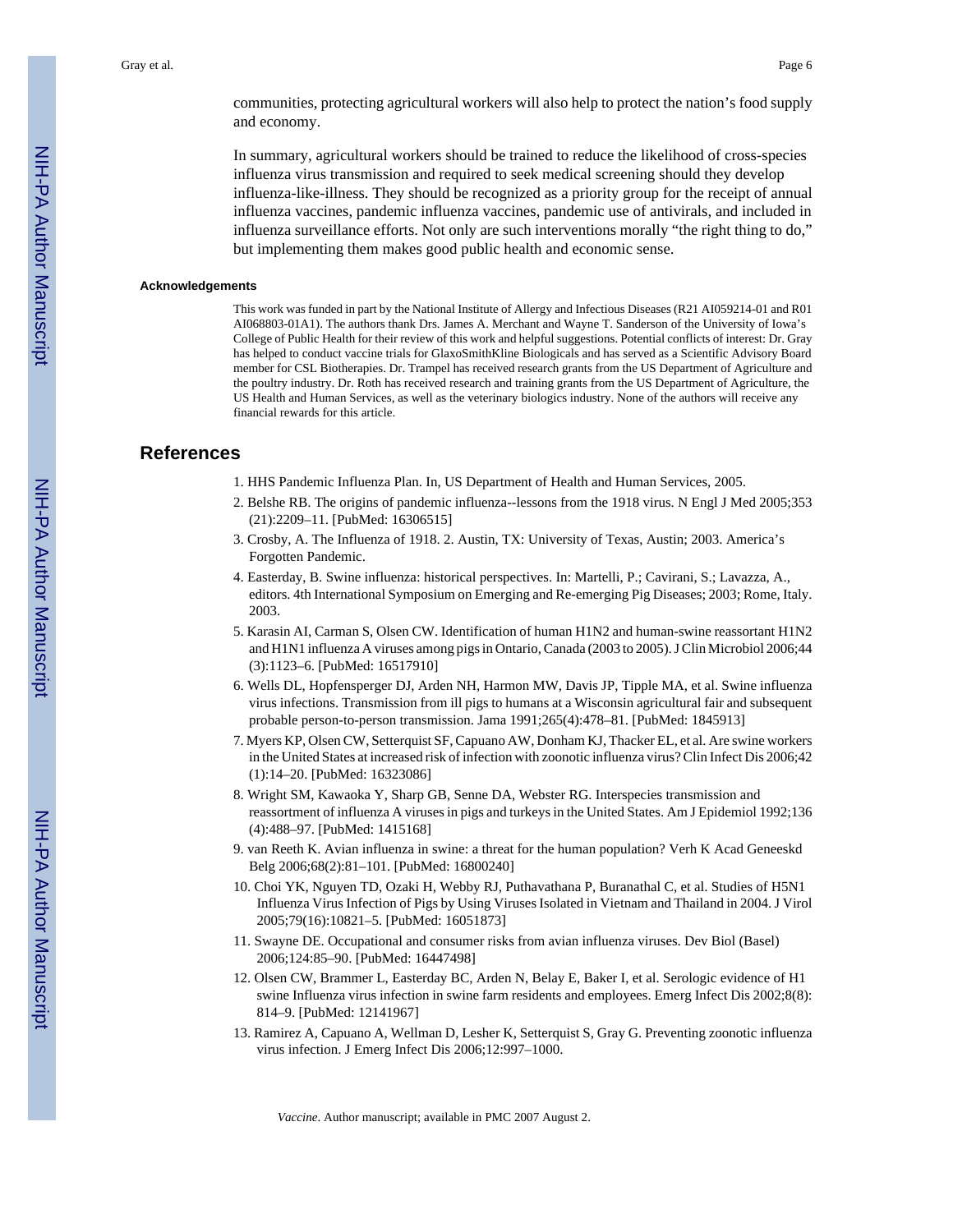communities, protecting agricultural workers will also help to protect the nation's food supply and economy.

In summary, agricultural workers should be trained to reduce the likelihood of cross-species influenza virus transmission and required to seek medical screening should they develop influenza-like-illness. They should be recognized as a priority group for the receipt of annual influenza vaccines, pandemic influenza vaccines, pandemic use of antivirals, and included in influenza surveillance efforts. Not only are such interventions morally "the right thing to do," but implementing them makes good public health and economic sense.

### Acknowledgements

This work was funded in part by the National Institute of Allergy and Infectious Diseases (R21 AI059214-01 and R01 AI068803-01A1). The authors thank Drs. James A. Merchant and Wayne T. Sanderson of the University of Iowa's College of Public Health for their review of this work and helpful suggestions. Potential conflicts of interest: Dr. Gray has helped to conduct vaccine trials for GlaxoSmithKline Biologicals and has served as a Scientific Advisory Board member for CSL Biotherapies. Dr. Trampel has received research grants from the US Department of Agriculture and the poultry industry. Dr. Roth has received research and training grants from the US Department of Agriculture, the US Health and Human Services, as well as the veterinary biologics industry. None of the authors will receive any financial rewards for this article.

## References

1. HHS Pandemic Influenza Plan. In, US Department of Health and Human Services, 2005.
2. Belshe RB. The origins of pandemic influenza--lessons from the 1918 virus. N Engl J Med 2005;353 (21):2209–11. [PubMed: 16306515]
3. Crosby, A. The Influenza of 1918. 2. Austin, TX: University of Texas, Austin; 2003. America's Forgotten Pandemic.
4. Easterday, B. Swine influenza: historical perspectives. In: Martelli, P.; Cavirani, S.; Lavazza, A., editors. 4th International Symposium on Emerging and Re-emerging Pig Diseases; 2003; Rome, Italy. 2003.
5. Karasin AI, Carman S, Olsen CW. Identification of human H1N2 and human-swine reassortant H1N2 and H1N1 influenza A viruses among pigs in Ontario, Canada (2003 to 2005). J Clin Microbiol 2006;44 (3):1123–6. [PubMed: 16517910]
6. Wells DL, Hopfensperger DJ, Arden NH, Harmon MW, Davis JP, Tipple MA, et al. Swine influenza virus infections. Transmission from ill pigs to humans at a Wisconsin agricultural fair and subsequent probable person-to-person transmission. Jama 1991;265(4):478–81. [PubMed: 1845913]
7. Myers KP, Olsen CW, Setterquist SF, Capuano AW, Donham KJ, Thacker EL, et al. Are swine workers in the United States at increased risk of infection with zoonotic influenza virus? Clin Infect Dis 2006;42 (1):14–20. [PubMed: 16323086]
8. Wright SM, Kawaoka Y, Sharp GB, Senne DA, Webster RG. Interspecies transmission and reassortment of influenza A viruses in pigs and turkeys in the United States. Am J Epidemiol 1992;136 (4):488–97. [PubMed: 1415168]
9. van Reeth K. Avian influenza in swine: a threat for the human population? Verh K Acad Geneeskd Belg 2006;68(2):81–101. [PubMed: 16800240]
10. Choi YK, Nguyen TD, Ozaki H, Webby RJ, Puthavathana P, Buranathal C, et al. Studies of H5N1 Influenza Virus Infection of Pigs by Using Viruses Isolated in Vietnam and Thailand in 2004. J Virol 2005;79(16):10821–5. [PubMed: 16051873]
11. Swayne DE. Occupational and consumer risks from avian influenza viruses. Dev Biol (Basel) 2006;124:85–90. [PubMed: 16447498]
12. Olsen CW, Brammer L, Easterday BC, Arden N, Belay E, Baker I, et al. Serologic evidence of H1 swine Influenza virus infection in swine farm residents and employees. Emerg Infect Dis 2002;8(8): 814–9. [PubMed: 12141967]
13. Ramirez A, Capuano A, Wellman D, Lesher K, Setterquist S, Gray G. Preventing zoonotic influenza virus infection. J Emerg Infect Dis 2006;12:997–1000.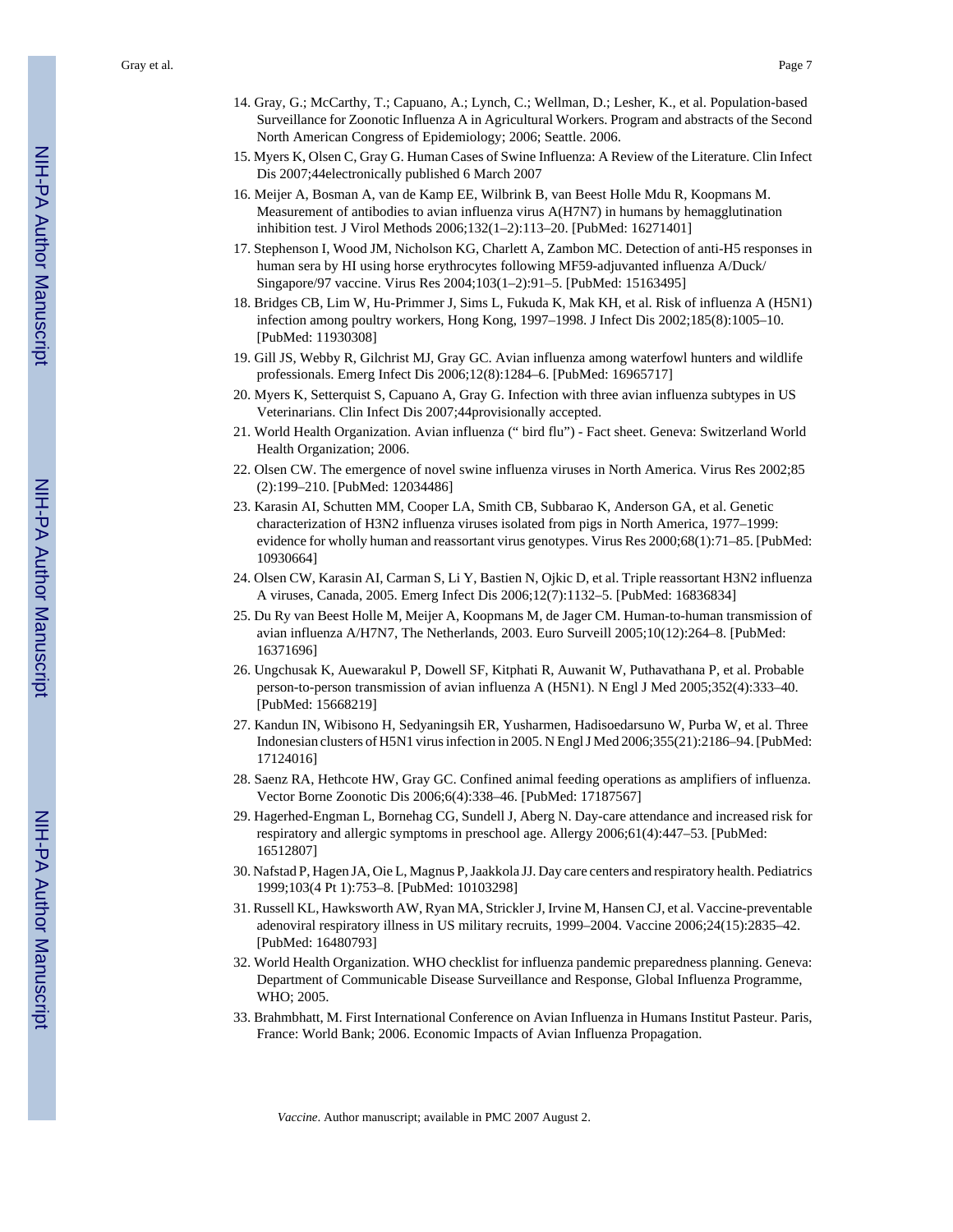14. Gray, G.; McCarthy, T.; Capuano, A.; Lynch, C.; Wellman, D.; Lesher, K., et al. Population-based Surveillance for Zoonotic Influenza A in Agricultural Workers. Program and abstracts of the Second North American Congress of Epidemiology; 2006; Seattle. 2006.
15. Myers K, Olsen C, Gray G. Human Cases of Swine Influenza: A Review of the Literature. Clin Infect Dis 2007;44electronically published 6 March 2007
16. Meijer A, Bosman A, van de Kamp EE, Wilbrink B, van Beest Holle Mdu R, Koopmans M. Measurement of antibodies to avian influenza virus A(H7N7) in humans by hemagglutination inhibition test. J Virol Methods 2006;132(1–2):113–20. [PubMed: 16271401]
17. Stephenson I, Wood JM, Nicholson KG, Charlett A, Zambon MC. Detection of anti-H5 responses in human sera by HI using horse erythrocytes following MF59-adjuvanted influenza A/Duck/Singapore/97 vaccine. Virus Res 2004;103(1–2):91–5. [PubMed: 15163495]
18. Bridges CB, Lim W, Hu-Primmer J, Sims L, Fukuda K, Mak KH, et al. Risk of influenza A (H5N1) infection among poultry workers, Hong Kong, 1997–1998. J Infect Dis 2002;185(8):1005–10. [PubMed: 11930308]
19. Gill JS, Webby R, Gilchrist MJ, Gray GC. Avian influenza among waterfowl hunters and wildlife professionals. Emerg Infect Dis 2006;12(8):1284–6. [PubMed: 16965717]
20. Myers K, Setterquist S, Capuano A, Gray G. Infection with three avian influenza subtypes in US Veterinarians. Clin Infect Dis 2007;44provisionally accepted.
21. World Health Organization. Avian influenza (" bird flu") - Fact sheet. Geneva: Switzerland World Health Organization; 2006.
22. Olsen CW. The emergence of novel swine influenza viruses in North America. Virus Res 2002;85(2):199–210. [PubMed: 12034486]
23. Karasin AI, Schutten MM, Cooper LA, Smith CB, Subbarao K, Anderson GA, et al. Genetic characterization of H3N2 influenza viruses isolated from pigs in North America, 1977–1999: evidence for wholly human and reassortant virus genotypes. Virus Res 2000;68(1):71–85. [PubMed: 10930664]
24. Olsen CW, Karasin AI, Carman S, Li Y, Bastien N, Ojkic D, et al. Triple reassortant H3N2 influenza A viruses, Canada, 2005. Emerg Infect Dis 2006;12(7):1132–5. [PubMed: 16836834]
25. Du Ry van Beest Holle M, Meijer A, Koopmans M, de Jager CM. Human-to-human transmission of avian influenza A/H7N7, The Netherlands, 2003. Euro Surveill 2005;10(12):264–8. [PubMed: 16371696]
26. Ungchusak K, Auewarakul P, Dowell SF, Kitphati R, Auwanit W, Puthavathana P, et al. Probable person-to-person transmission of avian influenza A (H5N1). N Engl J Med 2005;352(4):333–40. [PubMed: 15668219]
27. Kandun IN, Wibisono H, Sedyaningsih ER, Yusharmen, Hadisoedarsuno W, Purba W, et al. Three Indonesian clusters of H5N1 virus infection in 2005. N Engl J Med 2006;355(21):2186–94. [PubMed: 17124016]
28. Saenz RA, Hethcote HW, Gray GC. Confined animal feeding operations as amplifiers of influenza. Vector Borne Zoonotic Dis 2006;6(4):338–46. [PubMed: 17187567]
29. Hagerhed-Engman L, Bornehag CG, Sundell J, Aberg N. Day-care attendance and increased risk for respiratory and allergic symptoms in preschool age. Allergy 2006;61(4):447–53. [PubMed: 16512807]
30. Nafstad P, Hagen JA, Oie L, Magnus P, Jaakkola JJ. Day care centers and respiratory health. Pediatrics 1999;103(4 Pt 1):753–8. [PubMed: 10103298]
31. Russell KL, Hawksworth AW, Ryan MA, Strickler J, Irvine M, Hansen CJ, et al. Vaccine-preventable adenoviral respiratory illness in US military recruits, 1999–2004. Vaccine 2006;24(15):2835–42. [PubMed: 16480793]
32. World Health Organization. WHO checklist for influenza pandemic preparedness planning. Geneva: Department of Communicable Disease Surveillance and Response, Global Influenza Programme, WHO; 2005.
33. Brahmbhatt, M. First International Conference on Avian Influenza in Humans Institut Pasteur. Paris, France: World Bank; 2006. Economic Impacts of Avian Influenza Propagation.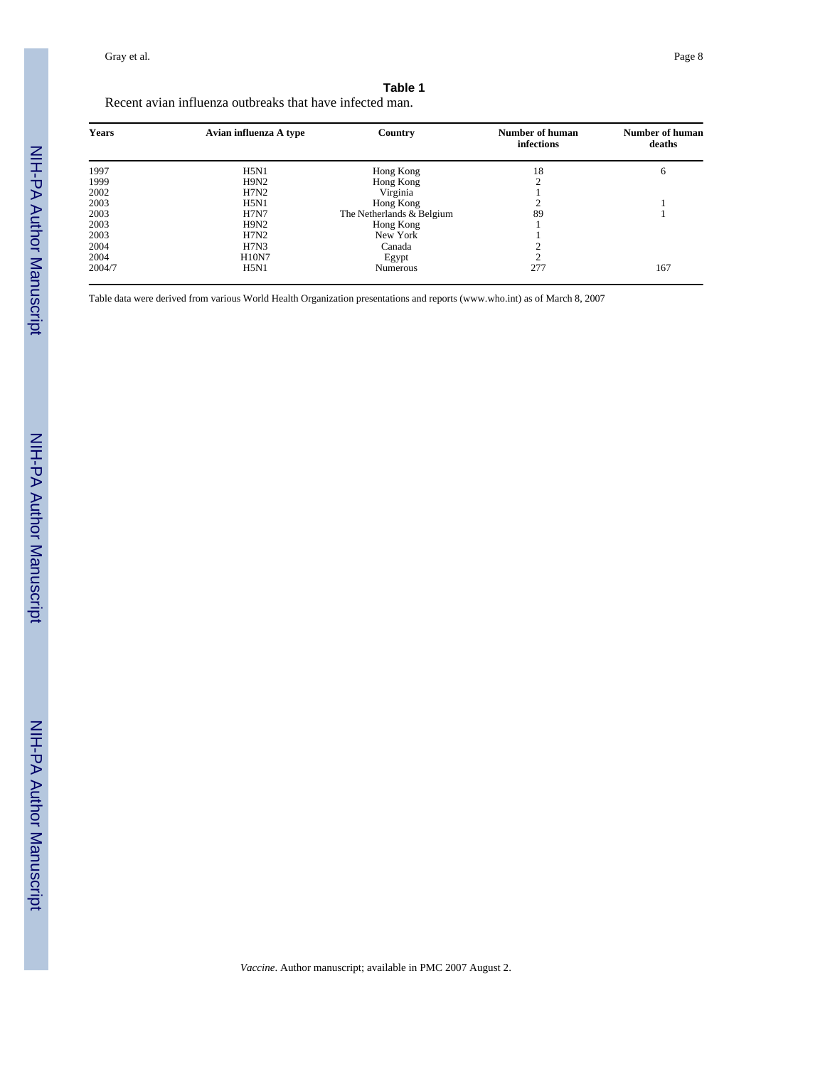**Table 1**

Recent avian influenza outbreaks that have infected man.

| Years | Avian influenza A type | Country | Number of human infections | Number of human deaths |
|---|---|---|---|---|
| 1997 | H5N1 | Hong Kong | 18 | 6 |
| 1999 | H9N2 | Hong Kong | 2 | |
| 2002 | H7N2 | Virginia | 1 | |
| 2003 | H5N1 | Hong Kong | 2 | 1 |
| 2003 | H7N7 | The Netherlands & Belgium | 89 | 1 |
| 2003 | H9N2 | Hong Kong | 1 | |
| 2003 | H7N2 | New York | 1 | |
| 2004 | H7N3 | Canada | 2 | |
| 2004 | H10N7 | Egypt | 2 | |
| 2004/7 | H5N1 | Numerous | 277 | 167 |

Table data were derived from various World Health Organization presentations and reports (www.who.int) as of March 8, 2007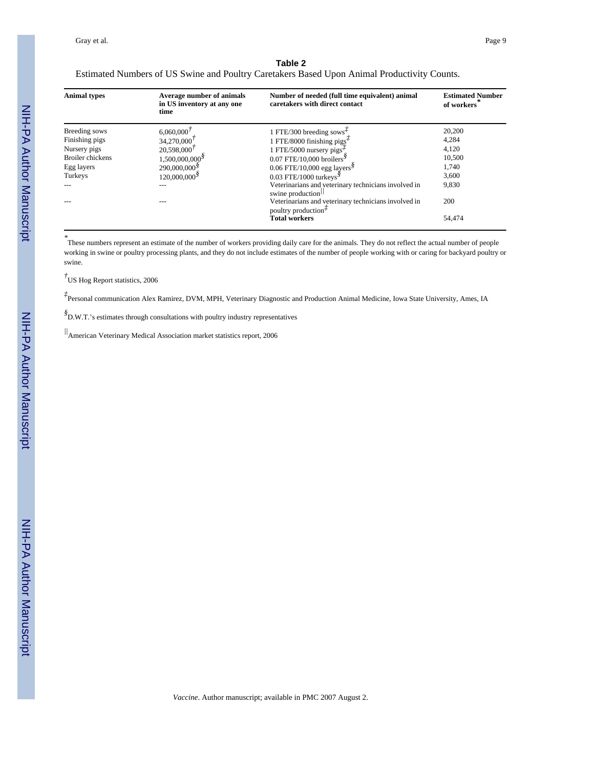**Table 2**

Estimated Numbers of US Swine and Poultry Caretakers Based Upon Animal Productivity Counts.

| Animal types | Average number of animals in US inventory at any one time | Number of needed (full time equivalent) animal caretakers with direct contact | Estimated Number of workers* |
|---|---|---|---|
| Breeding sows | 6,060,000† | 1 FTE/300 breeding sows‡ | 20,200 |
| Finishing pigs | 34,270,000† | 1 FTE/8000 finishing pigs‡ | 4,284 |
| Nursery pigs | 20,598,000† | 1 FTE/5000 nursery pigs‡ | 4,120 |
| Broiler chickens | 1,500,000,000§ | 0.07 FTE/10,000 broilers§ | 10,500 |
| Egg layers | 290,000,000§ | 0.06 FTE/10,000 egg layers§ | 1,740 |
| Turkeys | 120,000,000§ | 0.03 FTE/1000 turkeys§ | 3,600 |
| --- | --- | Veterinarians and veterinary technicians involved in swine production‖ | 9,830 |
| --- | --- | Veterinarians and veterinary technicians involved in poultry production‡ | 200 |
| | | **Total workers** | 54,474 |

\* These numbers represent an estimate of the number of workers providing daily care for the animals. They do not reflect the actual number of people working in swine or poultry processing plants, and they do not include estimates of the number of people working with or caring for backyard poultry or swine.

† US Hog Report statistics, 2006

‡ Personal communication Alex Ramirez, DVM, MPH, Veterinary Diagnostic and Production Animal Medicine, Iowa State University, Ames, IA

§ D.W.T.'s estimates through consultations with poultry industry representatives

‖ American Veterinary Medical Association market statistics report, 2006